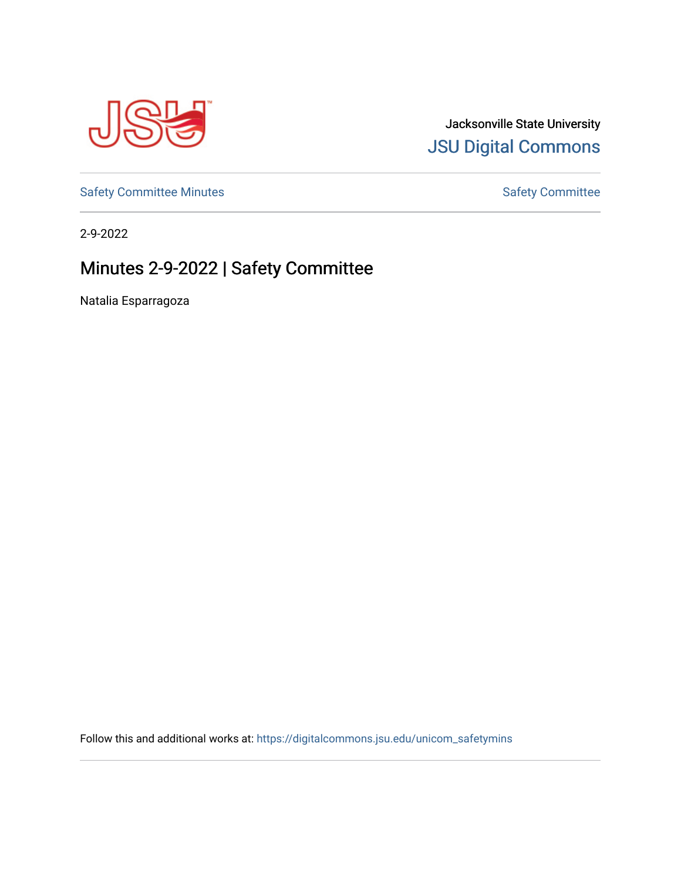Jacksonville State University

JSU Digital Commons

Safety Committee Minutes

Safety Committee

2-9-2022

# Minutes 2-9-2022 | Safety Committee

Natalia Esparragoza

Follow this and additional works at: https://digitalcommons.jsu.edu/unicom_safetymins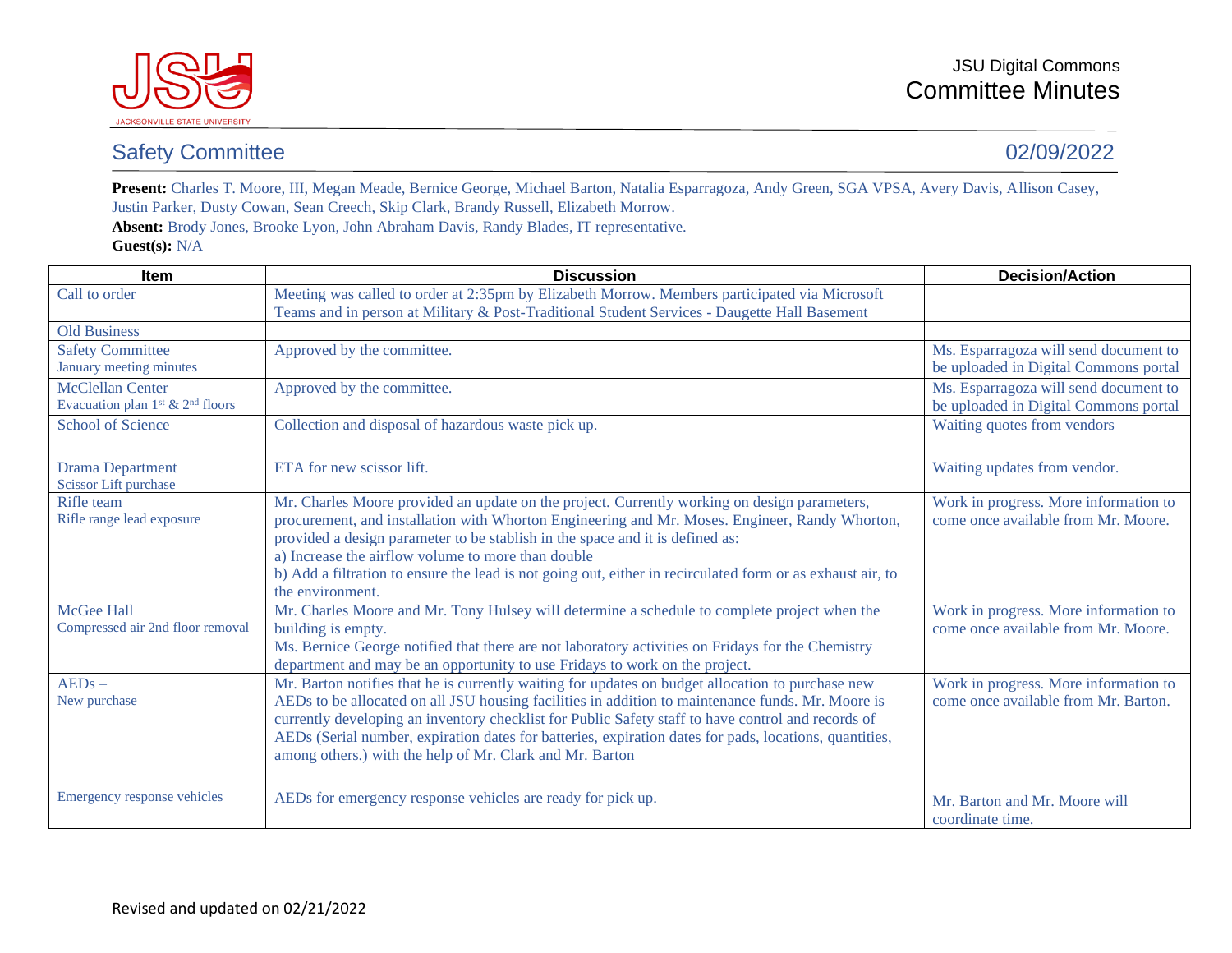JSU Digital Commons
# Committee Minutes

## Safety Committee 02/09/2022

**Present:** Charles T. Moore, III, Megan Meade, Bernice George, Michael Barton, Natalia Esparragoza, Andy Green, SGA VPSA, Avery Davis, Allison Casey, Justin Parker, Dusty Cowan, Sean Creech, Skip Clark, Brandy Russell, Elizabeth Morrow.
**Absent:** Brody Jones, Brooke Lyon, John Abraham Davis, Randy Blades, IT representative.
**Guest(s):** N/A

| Item | Discussion | Decision/Action |
|---|---|---|
| Call to order | Meeting was called to order at 2:35pm by Elizabeth Morrow. Members participated via Microsoft Teams and in person at Military & Post-Traditional Student Services - Daugette Hall Basement | |
| Old Business | | |
| Safety Committee<br>January meeting minutes | Approved by the committee. | Ms. Esparragoza will send document to be uploaded in Digital Commons portal |
| McClellan Center<br>Evacuation plan 1st & 2nd floors | Approved by the committee. | Ms. Esparragoza will send document to be uploaded in Digital Commons portal |
| School of Science | Collection and disposal of hazardous waste pick up. | Waiting quotes from vendors |
| Drama Department<br>Scissor Lift purchase | ETA for new scissor lift. | Waiting updates from vendor. |
| Rifle team<br>Rifle range lead exposure | Mr. Charles Moore provided an update on the project. Currently working on design parameters, procurement, and installation with Whorton Engineering and Mr. Moses. Engineer, Randy Whorton, provided a design parameter to be stablish in the space and it is defined as:<br>a) Increase the airflow volume to more than double<br>b) Add a filtration to ensure the lead is not going out, either in recirculated form or as exhaust air, to the environment. | Work in progress. More information to come once available from Mr. Moore. |
| McGee Hall<br>Compressed air 2nd floor removal | Mr. Charles Moore and Mr. Tony Hulsey will determine a schedule to complete project when the building is empty.<br>Ms. Bernice George notified that there are not laboratory activities on Fridays for the Chemistry department and may be an opportunity to use Fridays to work on the project. | Work in progress. More information to come once available from Mr. Moore. |
| AEDs –<br>New purchase | Mr. Barton notifies that he is currently waiting for updates on budget allocation to purchase new AEDs to be allocated on all JSU housing facilities in addition to maintenance funds. Mr. Moore is currently developing an inventory checklist for Public Safety staff to have control and records of AEDs (Serial number, expiration dates for batteries, expiration dates for pads, locations, quantities, among others.) with the help of Mr. Clark and Mr. Barton | Work in progress. More information to come once available from Mr. Barton. |
| Emergency response vehicles | AEDs for emergency response vehicles are ready for pick up. | Mr. Barton and Mr. Moore will coordinate time. |

Revised and updated on 02/21/2022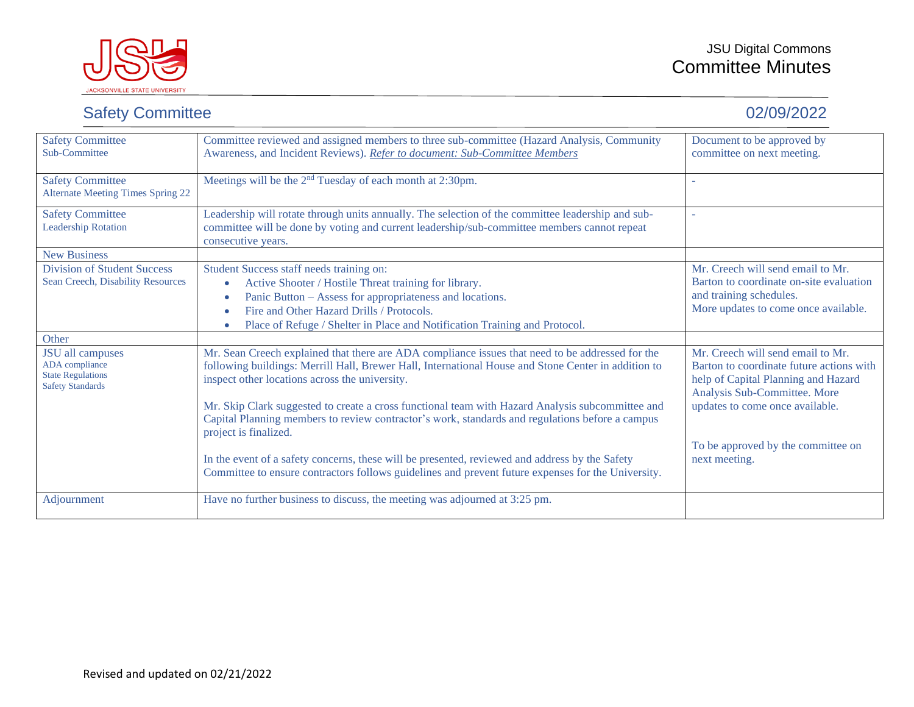| | | |
|---|---|---|
| Safety Committee<br>Sub-Committee | Committee reviewed and assigned members to three sub-committee (Hazard Analysis, Community Awareness, and Incident Reviews). *Refer to document: Sub-Committee Members* | Document to be approved by committee on next meeting. |
| Safety Committee<br>Alternate Meeting Times Spring 22 | Meetings will be the 2nd Tuesday of each month at 2:30pm. | - |
| Safety Committee<br>Leadership Rotation | Leadership will rotate through units annually. The selection of the committee leadership and sub-committee will be done by voting and current leadership/sub-committee members cannot repeat consecutive years. | - |
| New Business | | |
| Division of Student Success<br>Sean Creech, Disability Resources | Student Success staff needs training on:<br>• Active Shooter / Hostile Threat training for library.<br>• Panic Button – Assess for appropriateness and locations.<br>• Fire and Other Hazard Drills / Protocols.<br>• Place of Refuge / Shelter in Place and Notification Training and Protocol. | Mr. Creech will send email to Mr. Barton to coordinate on-site evaluation and training schedules.<br>More updates to come once available. |
| Other | | |
| JSU all campuses<br>ADA compliance<br>State Regulations<br>Safety Standards | Mr. Sean Creech explained that there are ADA compliance issues that need to be addressed for the following buildings: Merrill Hall, Brewer Hall, International House and Stone Center in addition to inspect other locations across the university.<br><br>Mr. Skip Clark suggested to create a cross functional team with Hazard Analysis subcommittee and Capital Planning members to review contractor's work, standards and regulations before a campus project is finalized.<br><br>In the event of a safety concerns, these will be presented, reviewed and address by the Safety Committee to ensure contractors follows guidelines and prevent future expenses for the University. | Mr. Creech will send email to Mr. Barton to coordinate future actions with help of Capital Planning and Hazard Analysis Sub-Committee. More updates to come once available.<br><br>To be approved by the committee on next meeting. |
| Adjournment | Have no further business to discuss, the meeting was adjourned at 3:25 pm. | |

Revised and updated on 02/21/2022